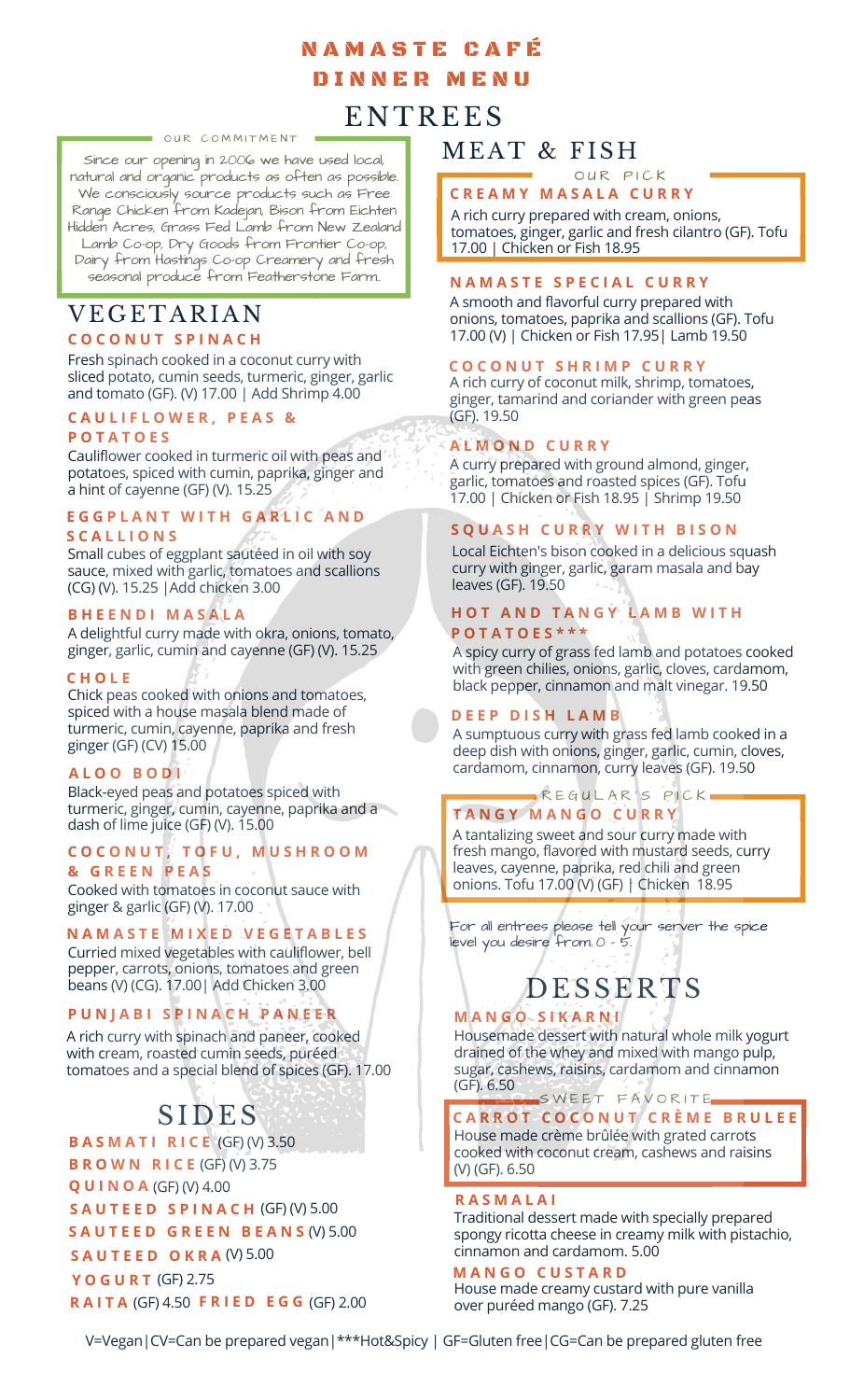# NAMASTE CAFÉ

# DINNER MENU

## ENTREES

**OUR COMMITMENT**

Since our opening in 2006 we have used local, natural and organic products as often as possible. We consciously source products such as Free Range Chicken from Kadejan, Bison from Eichten Hidden Acres, Grass Fed Lamb from New Zealand Lamb Co-op, Dry Goods from Frontier Co-op, Dairy from Hastings Co-op Creamery and fresh seasonal produce from Featherstone Farm.

### VEGETARIAN

**COCONUT SPINACH**
Fresh spinach cooked in a coconut curry with sliced potato, cumin seeds, turmeric, ginger, garlic and tomato (GF). (V) 17.00 | Add Shrimp 4.00

**CAULIFLOWER, PEAS & POTATOES**
Cauliflower cooked in turmeric oil with peas and potatoes, spiced with cumin, paprika, ginger and a hint of cayenne (GF) (V). 15.25

**EGGPLANT WITH GARLIC AND SCALLIONS**
Small cubes of eggplant sautéed in oil with soy sauce, mixed with garlic, tomatoes and scallions (CG) (V). 15.25 |Add chicken 3.00

**BHEENDI MASALA**
A delightful curry made with okra, onions, tomato, ginger, garlic, cumin and cayenne (GF) (V). 15.25

**CHOLE**
Chick peas cooked with onions and tomatoes, spiced with a house masala blend made of turmeric, cumin, cayenne, paprika and fresh ginger (GF) (CV) 15.00

**ALOO BODI**
Black-eyed peas and potatoes spiced with turmeric, ginger, cumin, cayenne, paprika and a dash of lime juice (GF) (V). 15.00

**COCONUT, TOFU, MUSHROOM & GREEN PEAS**
Cooked with tomatoes in coconut sauce with ginger & garlic (GF) (V). 17.00

**NAMASTE MIXED VEGETABLES**
Curried mixed vegetables with cauliflower, bell pepper, carrots, onions, tomatoes and green beans (V) (CG). 17.00| Add Chicken 3.00

**PUNJABI SPINACH PANEER**
A rich curry with spinach and paneer, cooked with cream, roasted cumin seeds, puréed tomatoes and a special blend of spices (GF). 17.00

### SIDES

**BASMATI RICE** (GF) (V) 3.50
**BROWN RICE** (GF) (V) 3.75
**QUINOA** (GF) (V) 4.00
**SAUTEED SPINACH** (GF) (V) 5.00
**SAUTEED GREEN BEANS** (V) 5.00
**SAUTEED OKRA** (V) 5.00
**YOGURT** (GF) 2.75
**RAITA** (GF) 4.50 **FRIED EGG** (GF) 2.00

### MEAT & FISH

*OUR PICK*

**CREAMY MASALA CURRY**
A rich curry prepared with cream, onions, tomatoes, ginger, garlic and fresh cilantro (GF). Tofu 17.00 | Chicken or Fish 18.95

**NAMASTE SPECIAL CURRY**
A smooth and flavorful curry prepared with onions, tomatoes, paprika and scallions (GF). Tofu 17.00 (V) | Chicken or Fish 17.95| Lamb 19.50

**COCONUT SHRIMP CURRY**
A rich curry of coconut milk, shrimp, tomatoes, ginger, tamarind and coriander with green peas (GF). 19.50

**ALMOND CURRY**
A curry prepared with ground almond, ginger, garlic, tomatoes and roasted spices (GF). Tofu 17.00 | Chicken or Fish 18.95 | Shrimp 19.50

**SQUASH CURRY WITH BISON**
Local Eichten's bison cooked in a delicious squash curry with ginger, garlic, garam masala and bay leaves (GF). 19.50

**HOT AND TANGY LAMB WITH POTATOES*****
A spicy curry of grass fed lamb and potatoes cooked with green chilies, onions, garlic, cloves, cardamom, black pepper, cinnamon and malt vinegar. 19.50

**DEEP DISH LAMB**
A sumptuous curry with grass fed lamb cooked in a deep dish with onions, ginger, garlic, cumin, cloves, cardamom, cinnamon, curry leaves (GF). 19.50

*REGULAR'S PICK*

**TANGY MANGO CURRY**
A tantalizing sweet and sour curry made with fresh mango, flavored with mustard seeds, curry leaves, cayenne, paprika, red chili and green onions. Tofu 17.00 (V) (GF) | Chicken 18.95

For all entrees please tell your server the spice level you desire from 0 - 5.

## DESSERTS

**MANGO SIKARNI**
Housemade dessert with natural whole milk yogurt drained of the whey and mixed with mango pulp, sugar, cashews, raisins, cardamom and cinnamon (GF). 6.50

*SWEET FAVORITE*

**CARROT COCONUT CRÈME BRULEE**
House made crème brûlée with grated carrots cooked with coconut cream, cashews and raisins (V) (GF). 6.50

**RASMALAI**
Traditional dessert made with specially prepared spongy ricotta cheese in creamy milk with pistachio, cinnamon and cardamom. 5.00

**MANGO CUSTARD**
House made creamy custard with pure vanilla over puréed mango (GF). 7.25

V=Vegan|CV=Can be prepared vegan|***Hot&Spicy | GF=Gluten free|CG=Can be prepared gluten free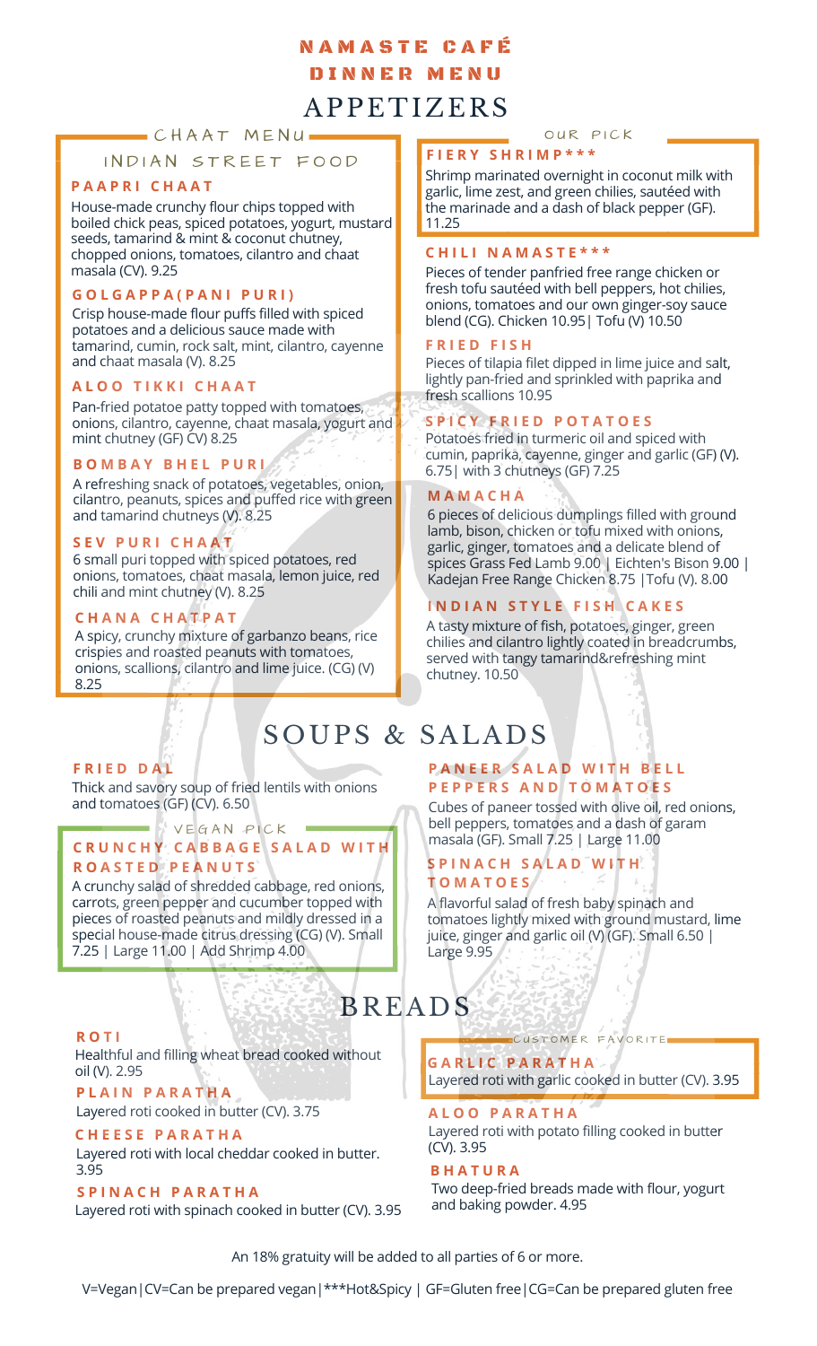# NAMASTE CAFÉ

# DINNER MENU

## APPETIZERS

### CHAAT MENU

INDIAN STREET FOOD

**PAAPRI CHAAT**

House-made crunchy flour chips topped with boiled chick peas, spiced potatoes, yogurt, mustard seeds, tamarind & mint & coconut chutney, chopped onions, tomatoes, cilantro and chaat masala (CV). 9.25

**GOLGAPPA(PANI PURI)**

Crisp house-made flour puffs filled with spiced potatoes and a delicious sauce made with tamarind, cumin, rock salt, mint, cilantro, cayenne and chaat masala (V). 8.25

**ALOO TIKKI CHAAT**

Pan-fried potatoe patty topped with tomatoes, onions, cilantro, cayenne, chaat masala, yogurt and mint chutney (GF) CV) 8.25

**BOMBAY BHEL PURI**

A refreshing snack of potatoes, vegetables, onion, cilantro, peanuts, spices and puffed rice with green and tamarind chutneys (V). 8.25

**SEV PURI CHAAT**

6 small puri topped with spiced potatoes, red onions, tomatoes, chaat masala, lemon juice, red chili and mint chutney (V). 8.25

**CHANA CHATPAT**

A spicy, crunchy mixture of garbanzo beans, rice crispies and roasted peanuts with tomatoes, onions, scallions, cilantro and lime juice. (CG) (V) 8.25

### OUR PICK

**FIERY SHRIMP*****

Shrimp marinated overnight in coconut milk with garlic, lime zest, and green chilies, sautéed with the marinade and a dash of black pepper (GF). 11.25

**CHILI NAMASTE*****

Pieces of tender panfried free range chicken or fresh tofu sautéed with bell peppers, hot chilies, onions, tomatoes and our own ginger-soy sauce blend (CG). Chicken 10.95| Tofu (V) 10.50

**FRIED FISH**

Pieces of tilapia filet dipped in lime juice and salt, lightly pan-fried and sprinkled with paprika and fresh scallions 10.95

**SPICY FRIED POTATOES**

Potatoes fried in turmeric oil and spiced with cumin, paprika, cayenne, ginger and garlic (GF) (V). 6.75| with 3 chutneys (GF) 7.25

**MAMACHA**

6 pieces of delicious dumplings filled with ground lamb, bison, chicken or tofu mixed with onions, garlic, ginger, tomatoes and a delicate blend of spices Grass Fed Lamb 9.00 | Eichten's Bison 9.00 | Kadejan Free Range Chicken 8.75 |Tofu (V). 8.00

**INDIAN STYLE FISH CAKES**

A tasty mixture of fish, potatoes, ginger, green chilies and cilantro lightly coated in breadcrumbs, served with tangy tamarind&refreshing mint chutney. 10.50

## SOUPS & SALADS

**FRIED DAL**

Thick and savory soup of fried lentils with onions and tomatoes (GF) (CV). 6.50

### VEGAN PICK

**CRUNCHY CABBAGE SALAD WITH ROASTED PEANUTS**

A crunchy salad of shredded cabbage, red onions, carrots, green pepper and cucumber topped with pieces of roasted peanuts and mildly dressed in a special house-made citrus dressing (CG) (V). Small 7.25 | Large 11.00 | Add Shrimp 4.00

**PANEER SALAD WITH BELL PEPPERS AND TOMATOES**

Cubes of paneer tossed with olive oil, red onions, bell peppers, tomatoes and a dash of garam masala (GF). Small 7.25 | Large 11.00

**SPINACH SALAD WITH TOMATOES**

A flavorful salad of fresh baby spinach and tomatoes lightly mixed with ground mustard, lime juice, ginger and garlic oil (V) (GF). Small 6.50 | Large 9.95

## BREADS

**ROTI**

Healthful and filling wheat bread cooked without oil (V). 2.95

**PLAIN PARATHA**

Layered roti cooked in butter (CV). 3.75

**CHEESE PARATHA**

Layered roti with local cheddar cooked in butter. 3.95

**SPINACH PARATHA**

Layered roti with spinach cooked in butter (CV). 3.95

### CUSTOMER FAVORITE

**GARLIC PARATHA**

Layered roti with garlic cooked in butter (CV). 3.95

**ALOO PARATHA**

Layered roti with potato filling cooked in butter (CV). 3.95

**BHATURA**

Two deep-fried breads made with flour, yogurt and baking powder. 4.95

An 18% gratuity will be added to all parties of 6 or more.

V=Vegan|CV=Can be prepared vegan|***Hot&Spicy | GF=Gluten free|CG=Can be prepared gluten free